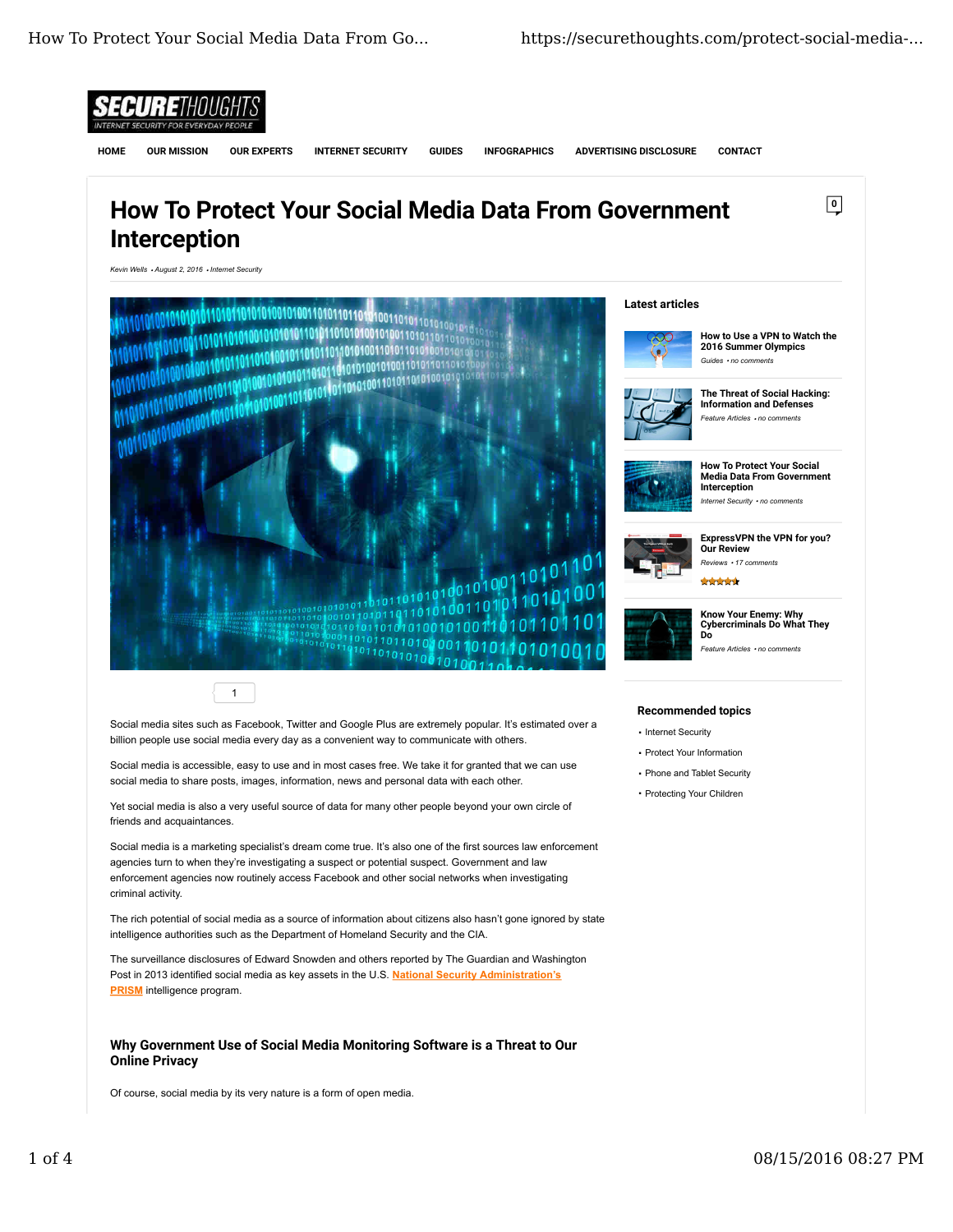**SECURE THOUGHTS**
INTERNET SECURITY FOR EVERYDAY PEOPLE

HOME | OUR MISSION | OUR EXPERTS | INTERNET SECURITY | GUIDES | INFOGRAPHICS | ADVERTISING DISCLOSURE | CONTACT

# How To Protect Your Social Media Data From Government Interception

0

*Kevin Wells • August 2, 2016 • Internet Security*

1

Social media sites such as Facebook, Twitter and Google Plus are extremely popular. It's estimated over a billion people use social media every day as a convenient way to communicate with others.

Social media is accessible, easy to use and in most cases free. We take it for granted that we can use social media to share posts, images, information, news and personal data with each other.

Yet social media is also a very useful source of data for many other people beyond your own circle of friends and acquaintances.

Social media is a marketing specialist's dream come true. It's also one of the first sources law enforcement agencies turn to when they're investigating a suspect or potential suspect. Government and law enforcement agencies now routinely access Facebook and other social networks when investigating criminal activity.

The rich potential of social media as a source of information about citizens also hasn't gone ignored by state intelligence authorities such as the Department of Homeland Security and the CIA.

The surveillance disclosures of Edward Snowden and others reported by The Guardian and Washington Post in 2013 identified social media as key assets in the U.S. National Security Administration's PRISM intelligence program.

## Why Government Use of Social Media Monitoring Software is a Threat to Our Online Privacy

Of course, social media by its very nature is a form of open media.

### Latest articles

- **How to Use a VPN to Watch the 2016 Summer Olympics** — *Guides • no comments*
- **The Threat of Social Hacking: Information and Defenses** — *Feature Articles • no comments*
- **How To Protect Your Social Media Data From Government Interception** — *Internet Security • no comments*
- **ExpressVPN the VPN for you? Our Review** — *Reviews • 17 comments*
- **Know Your Enemy: Why Cybercriminals Do What They Do** — *Feature Articles • no comments*

### Recommended topics

- Internet Security
- Protect Your Information
- Phone and Tablet Security
- Protecting Your Children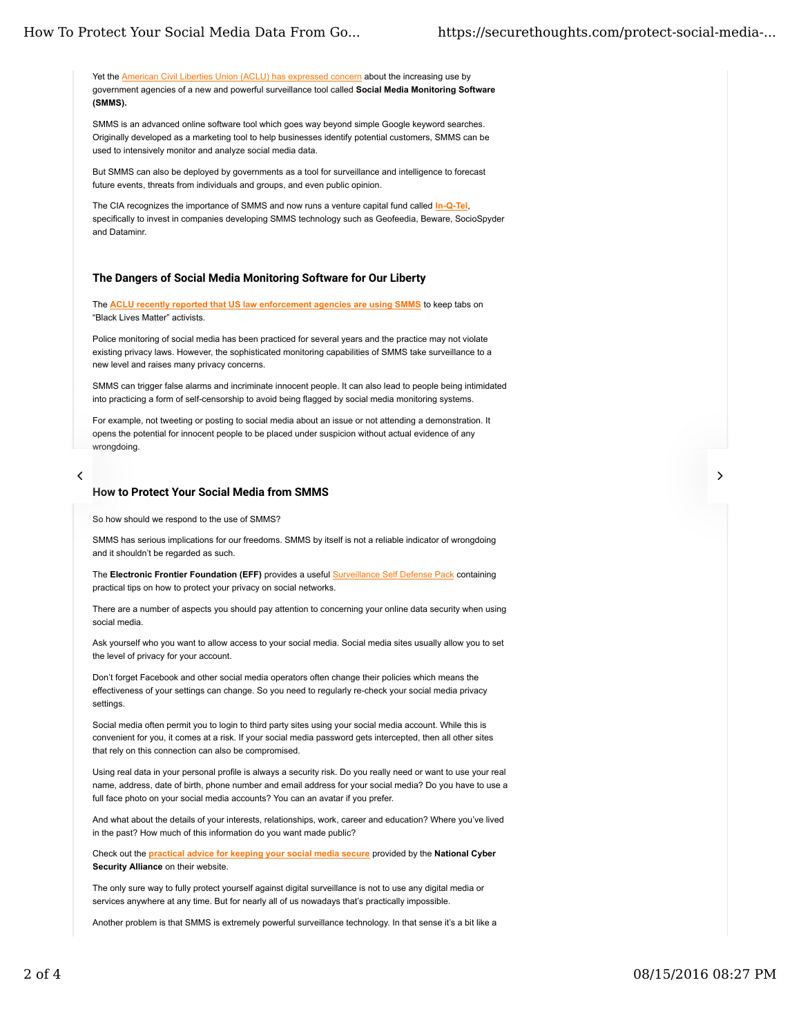Yet the American Civil Liberties Union (ACLU) has expressed concern about the increasing use by government agencies of a new and powerful surveillance tool called **Social Media Monitoring Software (SMMS).**

SMMS is an advanced online software tool which goes way beyond simple Google keyword searches. Originally developed as a marketing tool to help businesses identify potential customers, SMMS can be used to intensively monitor and analyze social media data.

But SMMS can also be deployed by governments as a tool for surveillance and intelligence to forecast future events, threats from individuals and groups, and even public opinion.

The CIA recognizes the importance of SMMS and now runs a venture capital fund called **In-Q-Tel**, specifically to invest in companies developing SMMS technology such as Geofeedia, Beware, SocioSpyder and Dataminr.

## The Dangers of Social Media Monitoring Software for Our Liberty

The **ACLU recently reported that US law enforcement agencies are using SMMS** to keep tabs on "Black Lives Matter" activists.

Police monitoring of social media has been practiced for several years and the practice may not violate existing privacy laws. However, the sophisticated monitoring capabilities of SMMS take surveillance to a new level and raises many privacy concerns.

SMMS can trigger false alarms and incriminate innocent people. It can also lead to people being intimidated into practicing a form of self-censorship to avoid being flagged by social media monitoring systems.

For example, not tweeting or posting to social media about an issue or not attending a demonstration. It opens the potential for innocent people to be placed under suspicion without actual evidence of any wrongdoing.

## How to Protect Your Social Media from SMMS

So how should we respond to the use of SMMS?

SMMS has serious implications for our freedoms. SMMS by itself is not a reliable indicator of wrongdoing and it shouldn't be regarded as such.

The **Electronic Frontier Foundation (EFF)** provides a useful Surveillance Self Defense Pack containing practical tips on how to protect your privacy on social networks.

There are a number of aspects you should pay attention to concerning your online data security when using social media.

Ask yourself who you want to allow access to your social media. Social media sites usually allow you to set the level of privacy for your account.

Don't forget Facebook and other social media operators often change their policies which means the effectiveness of your settings can change. So you need to regularly re-check your social media privacy settings.

Social media often permit you to login to third party sites using your social media account. While this is convenient for you, it comes at a risk. If your social media password gets intercepted, then all other sites that rely on this connection can also be compromised.

Using real data in your personal profile is always a security risk. Do you really need or want to use your real name, address, date of birth, phone number and email address for your social media? Do you have to use a full face photo on your social media accounts? You can an avatar if you prefer.

And what about the details of your interests, relationships, work, career and education? Where you've lived in the past? How much of this information do you want made public?

Check out the **practical advice for keeping your social media secure** provided by the **National Cyber Security Alliance** on their website.

The only sure way to fully protect yourself against digital surveillance is not to use any digital media or services anywhere at any time. But for nearly all of us nowadays that's practically impossible.

Another problem is that SMMS is extremely powerful surveillance technology. In that sense it's a bit like a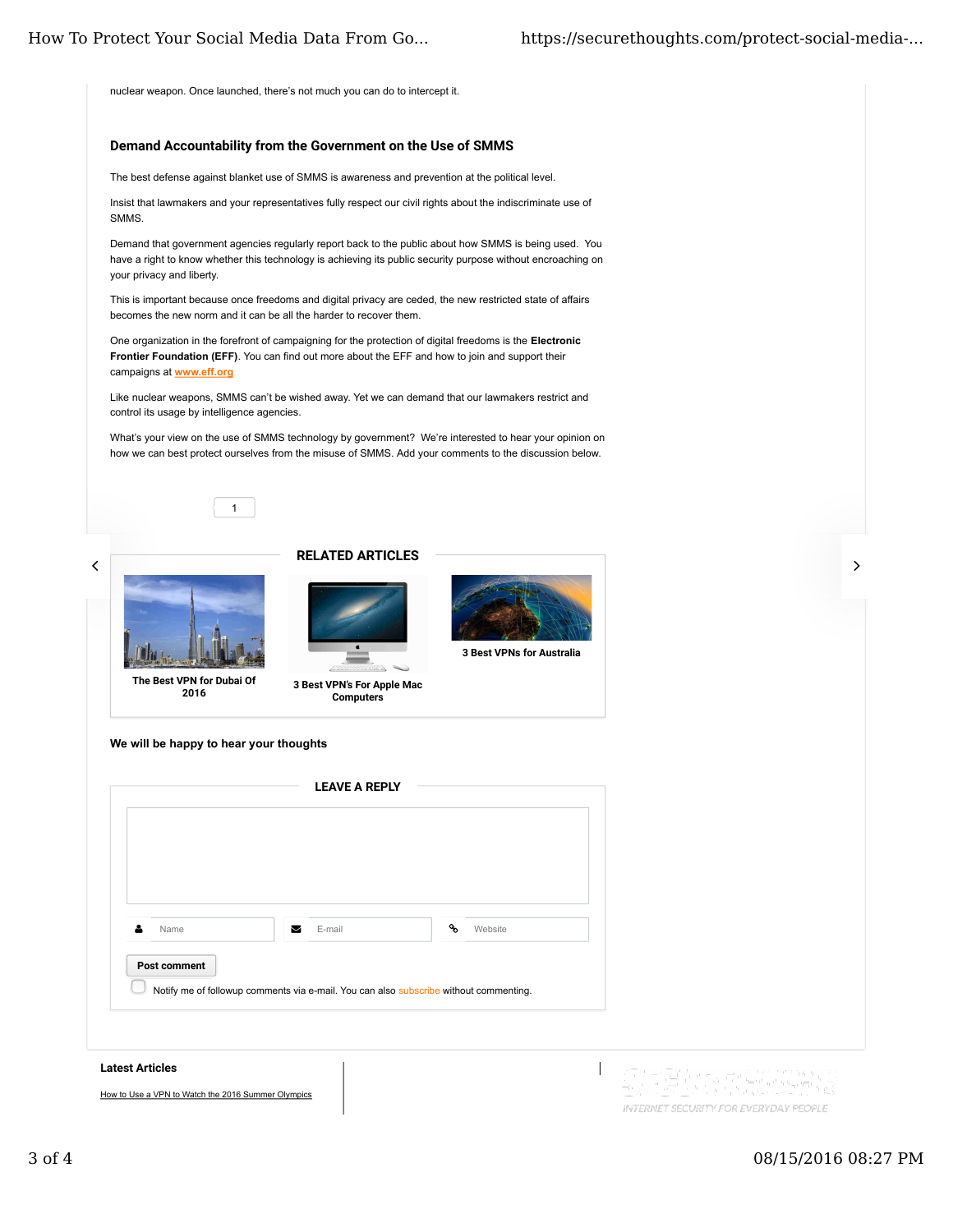nuclear weapon. Once launched, there's not much you can do to intercept it.

### Demand Accountability from the Government on the Use of SMMS

The best defense against blanket use of SMMS is awareness and prevention at the political level.

Insist that lawmakers and your representatives fully respect our civil rights about the indiscriminate use of SMMS.

Demand that government agencies regularly report back to the public about how SMMS is being used. You have a right to know whether this technology is achieving its public security purpose without encroaching on your privacy and liberty.

This is important because once freedoms and digital privacy are ceded, the new restricted state of affairs becomes the new norm and it can be all the harder to recover them.

One organization in the forefront of campaigning for the protection of digital freedoms is the **Electronic Frontier Foundation (EFF)**. You can find out more about the EFF and how to join and support their campaigns at www.eff.org

Like nuclear weapons, SMMS can't be wished away. Yet we can demand that our lawmakers restrict and control its usage by intelligence agencies.

What's your view on the use of SMMS technology by government? We're interested to hear your opinion on how we can best protect ourselves from the misuse of SMMS. Add your comments to the discussion below.

1

## RELATED ARTICLES

**The Best VPN for Dubai Of 2016**

**3 Best VPN's For Apple Mac Computers**

**3 Best VPNs for Australia**

**We will be happy to hear your thoughts**

## LEAVE A REPLY

Name

E-mail

Website

Post comment

Notify me of followup comments via e-mail. You can also subscribe without commenting.

**Latest Articles**

How to Use a VPN to Watch the 2016 Summer Olympics

INTERNET SECURITY FOR EVERYDAY PEOPLE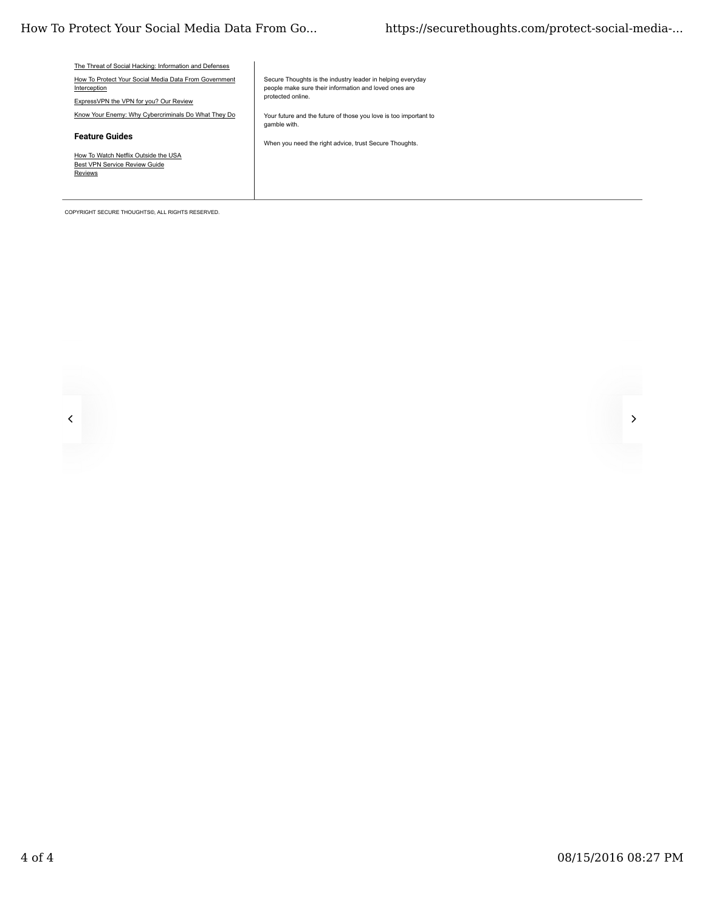The Threat of Social Hacking: Information and Defenses

How To Protect Your Social Media Data From Government Interception

ExpressVPN the VPN for you? Our Review

Know Your Enemy: Why Cybercriminals Do What They Do

### Feature Guides

How To Watch Netflix Outside the USA
Best VPN Service Review Guide
Reviews

Secure Thoughts is the industry leader in helping everyday people make sure their information and loved ones are protected online.

Your future and the future of those you love is too important to gamble with.

When you need the right advice, trust Secure Thoughts.

COPYRIGHT SECURE THOUGHTS©, ALL RIGHTS RESERVED.

‹

›